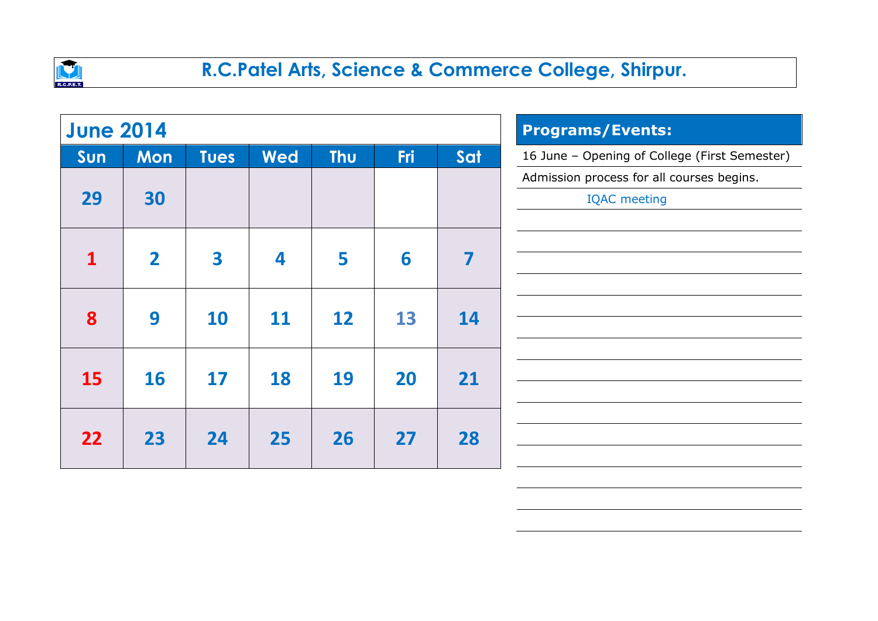# R.C.Patel Arts, Science & Commerce College, Shirpur.

## June 2014

| Sun | Mon | Tues | Wed | Thu | Fri | Sat |
|---|---|---|---|---|---|---|
| 29 | 30 | | | | | |
| 1 | 2 | 3 | 4 | 5 | 6 | 7 |
| 8 | 9 | 10 | 11 | 12 | 13 | 14 |
| 15 | 16 | 17 | 18 | 19 | 20 | 21 |
| 22 | 23 | 24 | 25 | 26 | 27 | 28 |

## Programs/Events:

16 June – Opening of College (First Semester)

Admission process for all courses begins.

IQAC meeting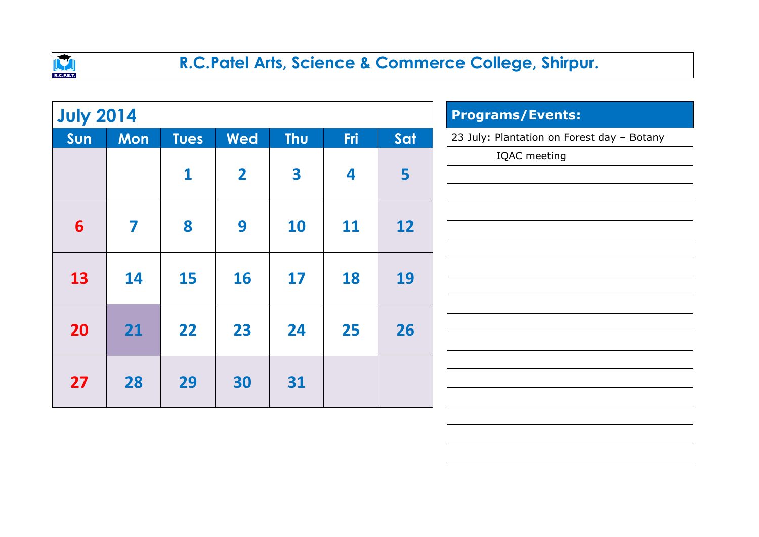# R.C.Patel Arts, Science & Commerce College, Shirpur.

## July 2014

| Sun | Mon | Tues | Wed | Thu | Fri | Sat |
|---|---|---|---|---|---|---|
| | | 1 | 2 | 3 | 4 | 5 |
| 6 | 7 | 8 | 9 | 10 | 11 | 12 |
| 13 | 14 | 15 | 16 | 17 | 18 | 19 |
| 20 | 21 | 22 | 23 | 24 | 25 | 26 |
| 27 | 28 | 29 | 30 | 31 | | |

## Programs/Events:

23 July: Plantation on Forest day – Botany

IQAC meeting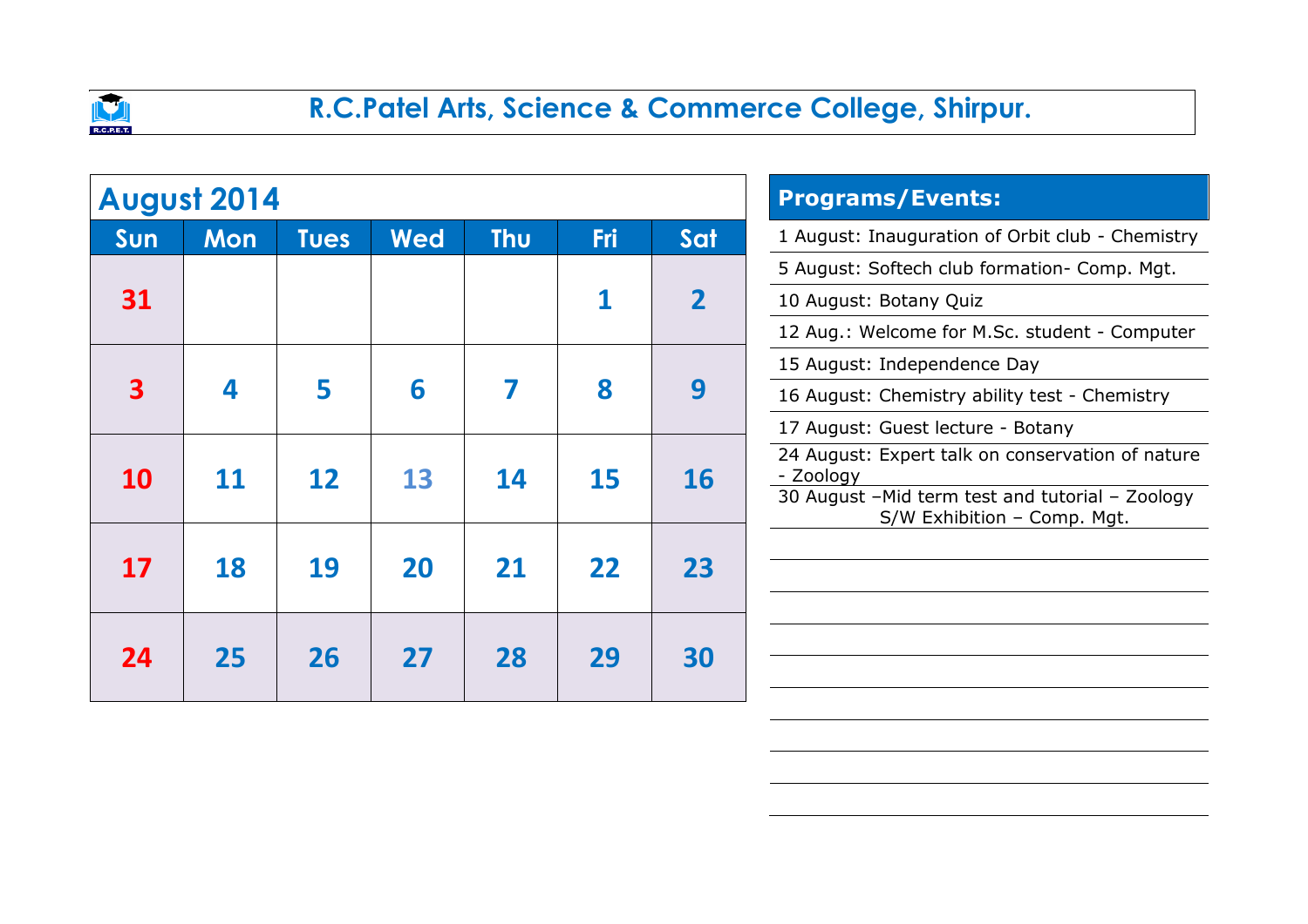# R.C.Patel Arts, Science & Commerce College, Shirpur.

## August 2014

| Sun | Mon | Tues | Wed | Thu | Fri | Sat |
|---|---|---|---|---|---|---|
| 31 | | | | | 1 | 2 |
| 3 | 4 | 5 | 6 | 7 | 8 | 9 |
| 10 | 11 | 12 | 13 | 14 | 15 | 16 |
| 17 | 18 | 19 | 20 | 21 | 22 | 23 |
| 24 | 25 | 26 | 27 | 28 | 29 | 30 |

## Programs/Events:

- 1 August: Inauguration of Orbit club - Chemistry
- 5 August: Softech club formation- Comp. Mgt.
- 10 August: Botany Quiz
- 12 Aug.: Welcome for M.Sc. student - Computer
- 15 August: Independence Day
- 16 August: Chemistry ability test - Chemistry
- 17 August: Guest lecture - Botany
- 24 August: Expert talk on conservation of nature - Zoology
- 30 August –Mid term test and tutorial – Zoology
  S/W Exhibition – Comp. Mgt.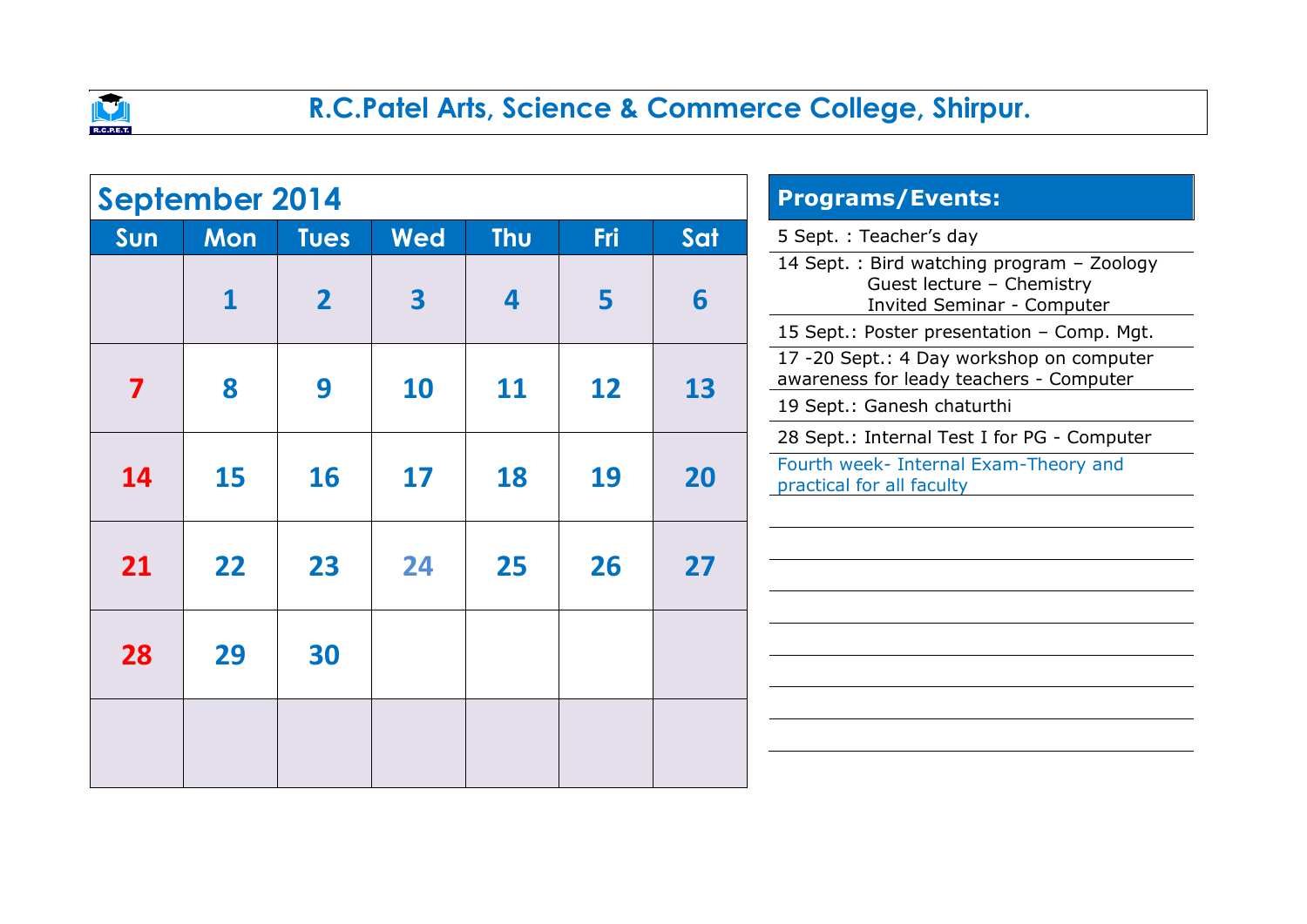# R.C.Patel Arts, Science & Commerce College, Shirpur.

## September 2014

| Sun | Mon | Tues | Wed | Thu | Fri | Sat |
|---|---|---|---|---|---|---|
| | 1 | 2 | 3 | 4 | 5 | 6 |
| 7 | 8 | 9 | 10 | 11 | 12 | 13 |
| 14 | 15 | 16 | 17 | 18 | 19 | 20 |
| 21 | 22 | 23 | 24 | 25 | 26 | 27 |
| 28 | 29 | 30 | | | | |
| | | | | | | |

## Programs/Events:

- 5 Sept. : Teacher's day
- 14 Sept. : Bird watching program – Zoology
  Guest lecture – Chemistry
  Invited Seminar - Computer
- 15 Sept.: Poster presentation – Comp. Mgt.
- 17 -20 Sept.: 4 Day workshop on computer awareness for leady teachers - Computer
- 19 Sept.: Ganesh chaturthi
- 28 Sept.: Internal Test I for PG - Computer
- Fourth week- Internal Exam-Theory and practical for all faculty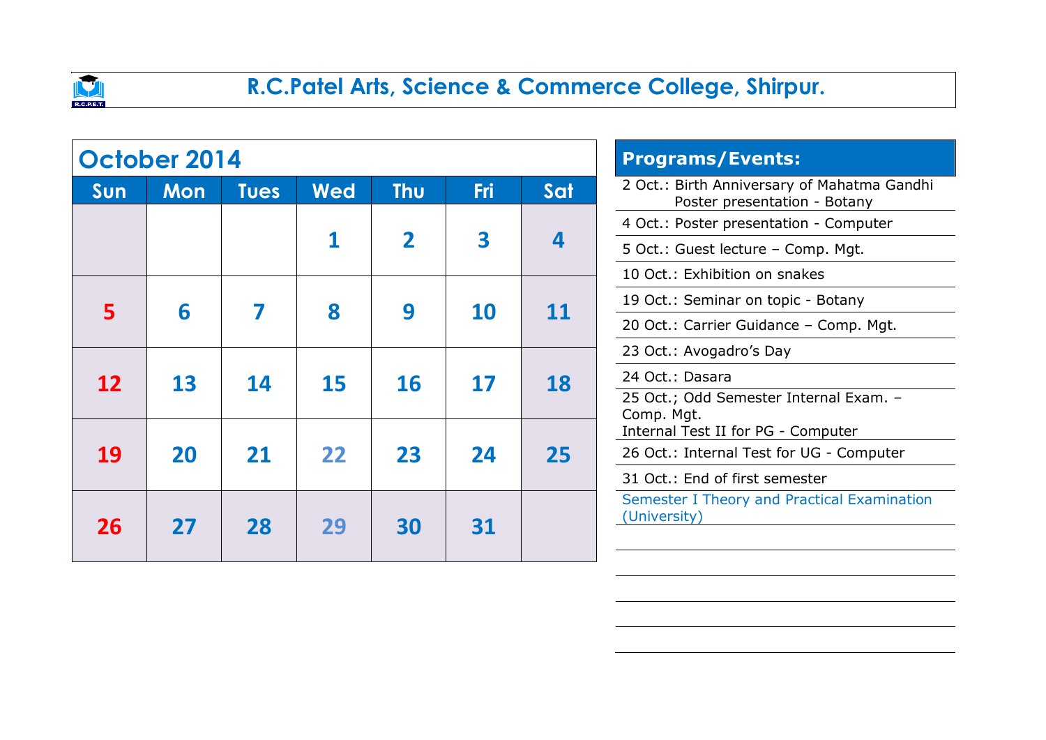# R.C.Patel Arts, Science & Commerce College, Shirpur.

## October 2014

| Sun | Mon | Tues | Wed | Thu | Fri | Sat |
|---|---|---|---|---|---|---|
| | | | 1 | 2 | 3 | 4 |
| 5 | 6 | 7 | 8 | 9 | 10 | 11 |
| 12 | 13 | 14 | 15 | 16 | 17 | 18 |
| 19 | 20 | 21 | 22 | 23 | 24 | 25 |
| 26 | 27 | 28 | 29 | 30 | 31 | |

## Programs/Events:

- 2 Oct.: Birth Anniversary of Mahatma Gandhi
  Poster presentation - Botany
- 4 Oct.: Poster presentation - Computer
- 5 Oct.: Guest lecture – Comp. Mgt.
- 10 Oct.: Exhibition on snakes
- 19 Oct.: Seminar on topic - Botany
- 20 Oct.: Carrier Guidance – Comp. Mgt.
- 23 Oct.: Avogadro's Day
- 24 Oct.: Dasara
- 25 Oct.; Odd Semester Internal Exam. – Comp. Mgt.
  Internal Test II for PG - Computer
- 26 Oct.: Internal Test for UG - Computer
- 31 Oct.: End of first semester

Semester I Theory and Practical Examination (University)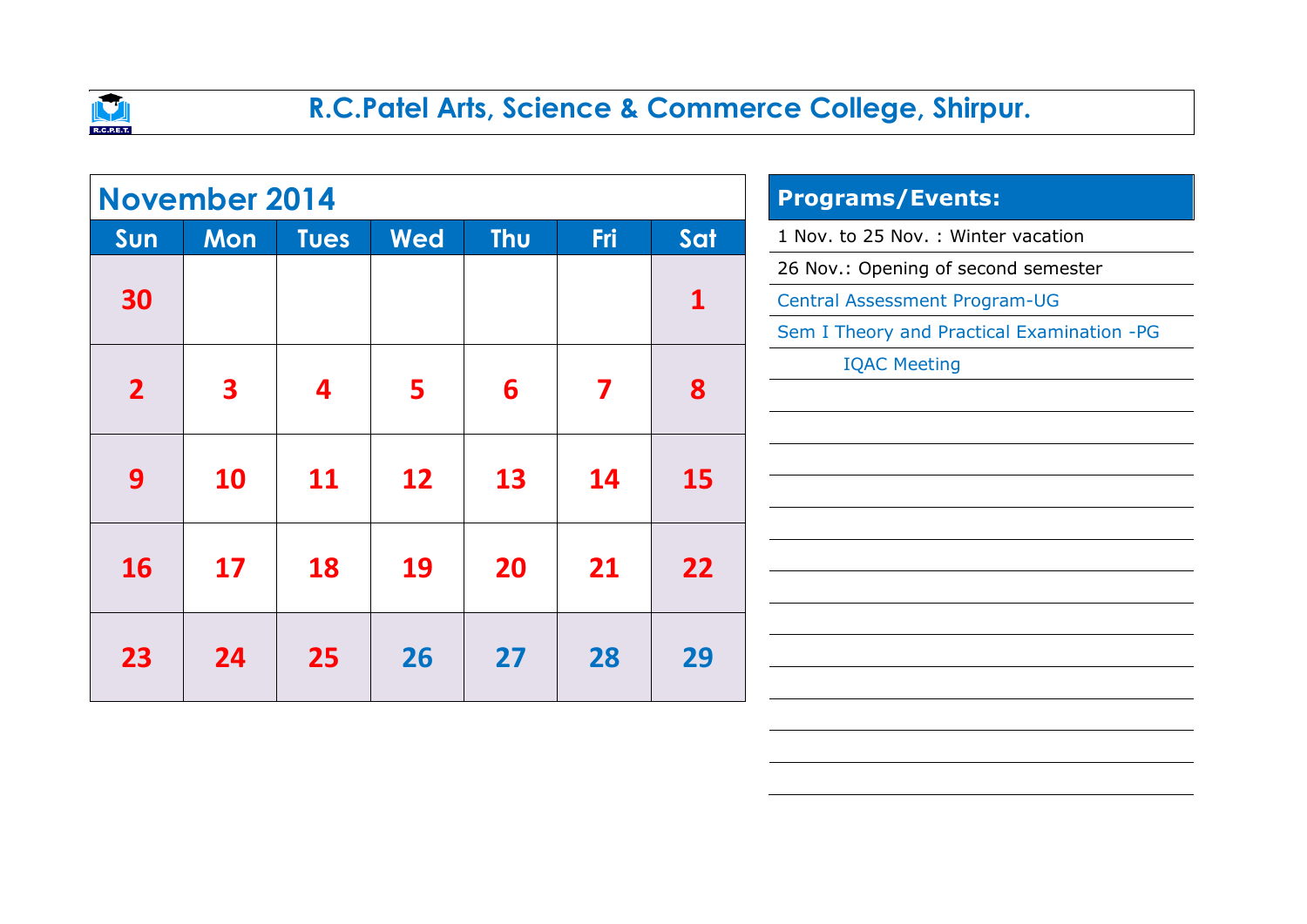# R.C.Patel Arts, Science & Commerce College, Shirpur.

## November 2014

| Sun | Mon | Tues | Wed | Thu | Fri | Sat |
|---|---|---|---|---|---|---|
| 30 | | | | | | 1 |
| 2 | 3 | 4 | 5 | 6 | 7 | 8 |
| 9 | 10 | 11 | 12 | 13 | 14 | 15 |
| 16 | 17 | 18 | 19 | 20 | 21 | 22 |
| 23 | 24 | 25 | 26 | 27 | 28 | 29 |

## Programs/Events:

- 1 Nov. to 25 Nov. : Winter vacation
- 26 Nov.: Opening of second semester
- Central Assessment Program-UG
- Sem I Theory and Practical Examination -PG
- IQAC Meeting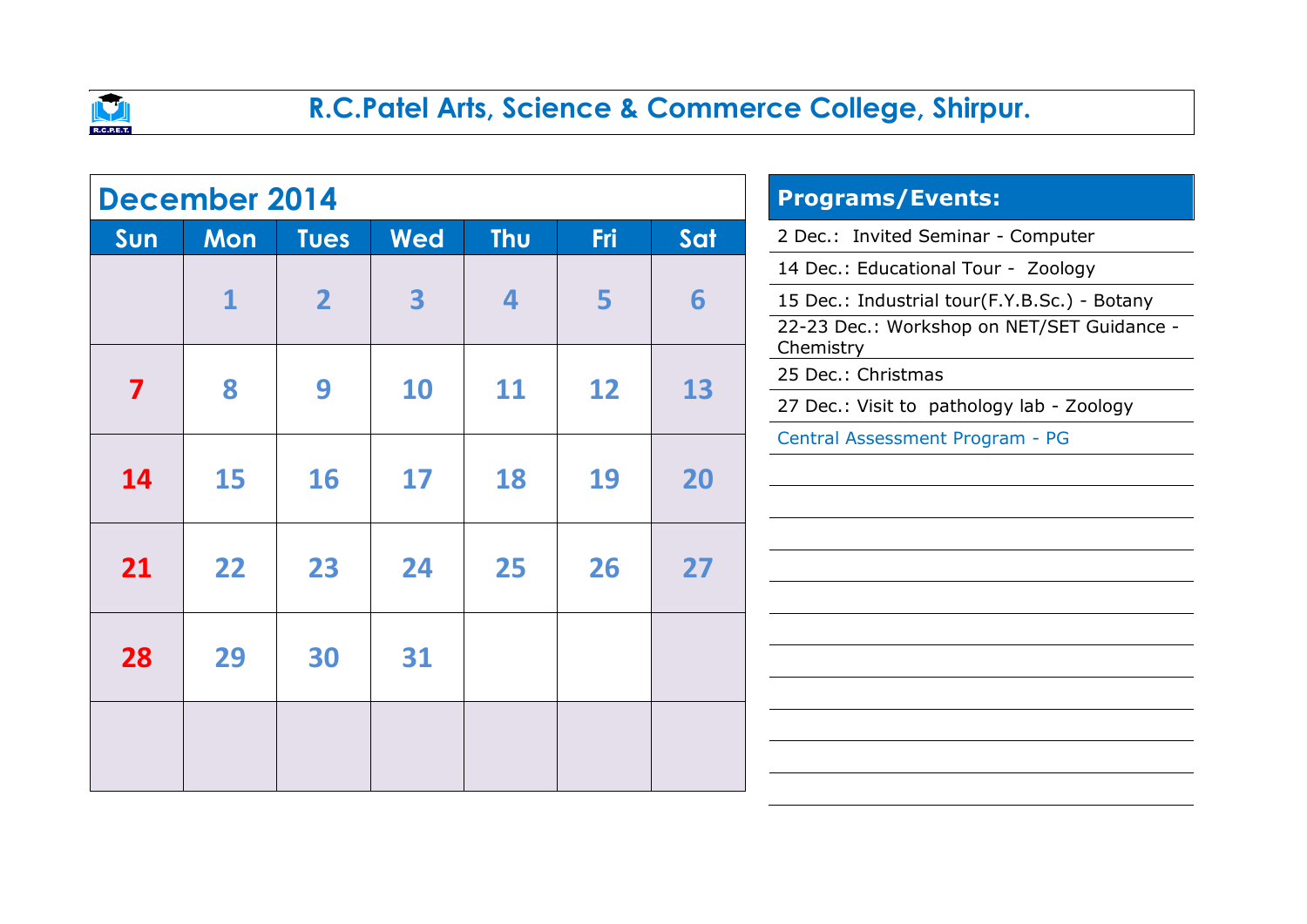# R.C.Patel Arts, Science & Commerce College, Shirpur.

## December 2014

| Sun | Mon | Tues | Wed | Thu | Fri | Sat |
|---|---|---|---|---|---|---|
| | 1 | 2 | 3 | 4 | 5 | 6 |
| 7 | 8 | 9 | 10 | 11 | 12 | 13 |
| 14 | 15 | 16 | 17 | 18 | 19 | 20 |
| 21 | 22 | 23 | 24 | 25 | 26 | 27 |
| 28 | 29 | 30 | 31 | | | |
| | | | | | | |

## Programs/Events:

- 2 Dec.: Invited Seminar - Computer
- 14 Dec.: Educational Tour - Zoology
- 15 Dec.: Industrial tour(F.Y.B.Sc.) - Botany
- 22-23 Dec.: Workshop on NET/SET Guidance - Chemistry
- 25 Dec.: Christmas
- 27 Dec.: Visit to pathology lab - Zoology
- Central Assessment Program - PG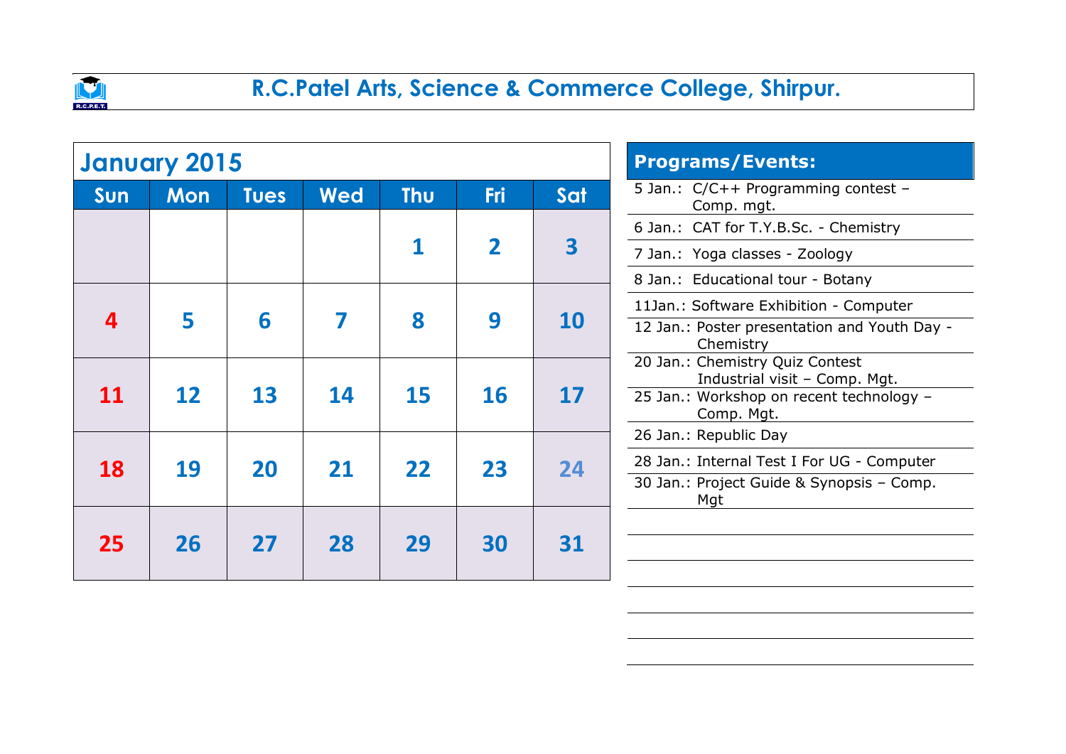# R.C.Patel Arts, Science & Commerce College, Shirpur.

## January 2015

| Sun | Mon | Tues | Wed | Thu | Fri | Sat |
|---|---|---|---|---|---|---|
| | | | | 1 | 2 | 3 |
| 4 | 5 | 6 | 7 | 8 | 9 | 10 |
| 11 | 12 | 13 | 14 | 15 | 16 | 17 |
| 18 | 19 | 20 | 21 | 22 | 23 | 24 |
| 25 | 26 | 27 | 28 | 29 | 30 | 31 |

## Programs/Events:

- 5 Jan.: C/C++ Programming contest – Comp. mgt.
- 6 Jan.: CAT for T.Y.B.Sc. - Chemistry
- 7 Jan.: Yoga classes - Zoology
- 8 Jan.: Educational tour - Botany
- 11Jan.: Software Exhibition - Computer
- 12 Jan.: Poster presentation and Youth Day - Chemistry
- 20 Jan.: Chemistry Quiz Contest
  Industrial visit – Comp. Mgt.
- 25 Jan.: Workshop on recent technology – Comp. Mgt.
- 26 Jan.: Republic Day
- 28 Jan.: Internal Test I For UG - Computer
- 30 Jan.: Project Guide & Synopsis – Comp. Mgt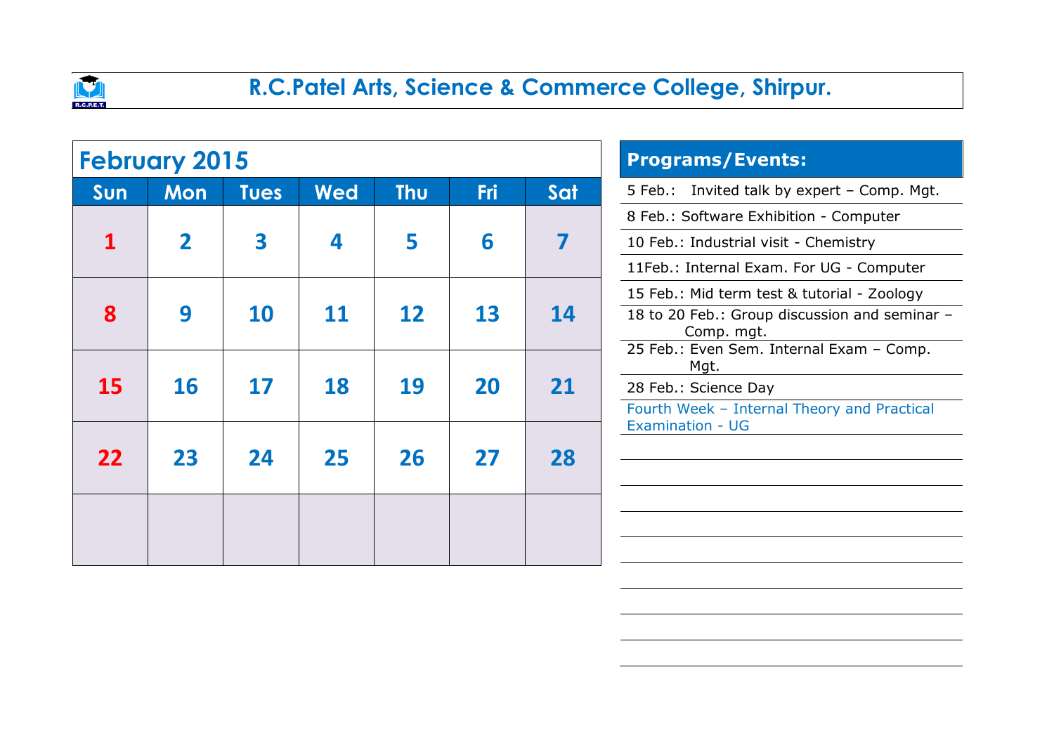# R.C.Patel Arts, Science & Commerce College, Shirpur.

## February 2015

| Sun | Mon | Tues | Wed | Thu | Fri | Sat |
|---|---|---|---|---|---|---|
| 1 | 2 | 3 | 4 | 5 | 6 | 7 |
| 8 | 9 | 10 | 11 | 12 | 13 | 14 |
| 15 | 16 | 17 | 18 | 19 | 20 | 21 |
| 22 | 23 | 24 | 25 | 26 | 27 | 28 |
| | | | | | | |

## Programs/Events:

5 Feb.: Invited talk by expert – Comp. Mgt.

8 Feb.: Software Exhibition - Computer

10 Feb.: Industrial visit - Chemistry

11Feb.: Internal Exam. For UG - Computer

15 Feb.: Mid term test & tutorial - Zoology

18 to 20 Feb.: Group discussion and seminar – Comp. mgt.

25 Feb.: Even Sem. Internal Exam – Comp. Mgt.

28 Feb.: Science Day

Fourth Week – Internal Theory and Practical Examination - UG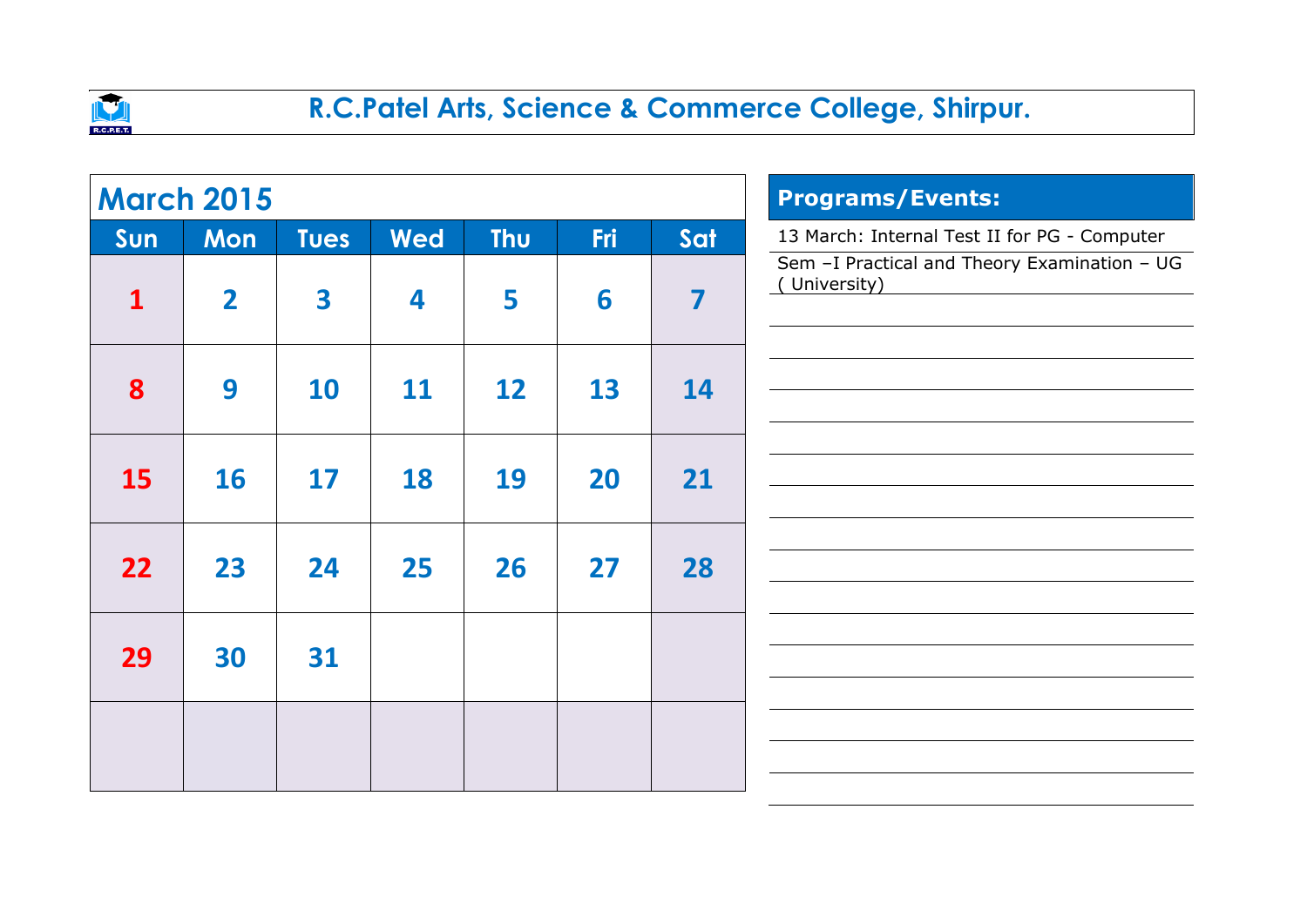# R.C.Patel Arts, Science & Commerce College, Shirpur.

## March 2015

| Sun | Mon | Tues | Wed | Thu | Fri | Sat |
|---|---|---|---|---|---|---|
| 1 | 2 | 3 | 4 | 5 | 6 | 7 |
| 8 | 9 | 10 | 11 | 12 | 13 | 14 |
| 15 | 16 | 17 | 18 | 19 | 20 | 21 |
| 22 | 23 | 24 | 25 | 26 | 27 | 28 |
| 29 | 30 | 31 | | | | |
| | | | | | | |

## Programs/Events:

13 March: Internal Test II for PG - Computer

Sem –I Practical and Theory Examination – UG ( University)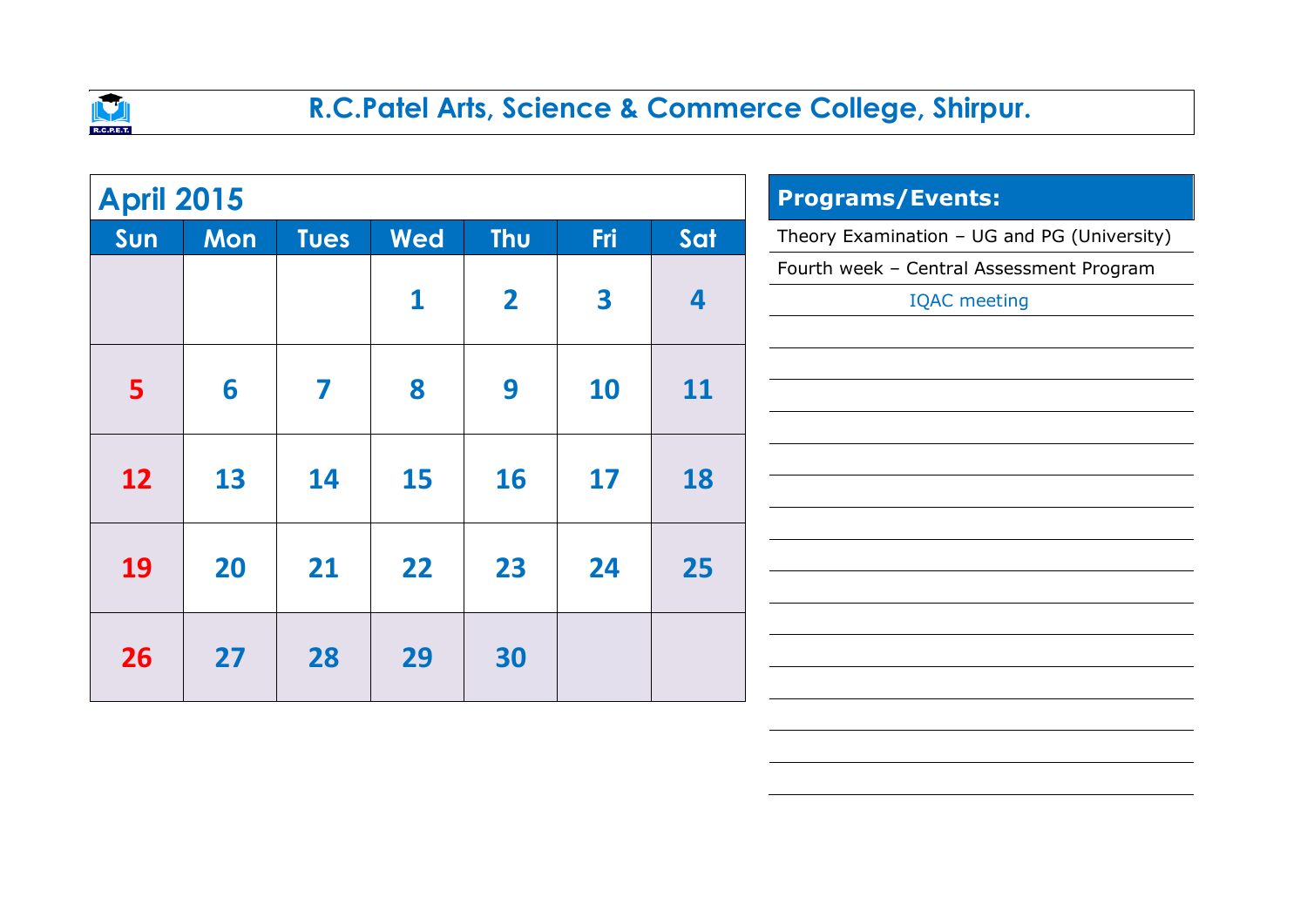# R.C.Patel Arts, Science & Commerce College, Shirpur.

## April 2015

| Sun | Mon | Tues | Wed | Thu | Fri | Sat |
|---|---|---|---|---|---|---|
| | | | 1 | 2 | 3 | 4 |
| 5 | 6 | 7 | 8 | 9 | 10 | 11 |
| 12 | 13 | 14 | 15 | 16 | 17 | 18 |
| 19 | 20 | 21 | 22 | 23 | 24 | 25 |
| 26 | 27 | 28 | 29 | 30 | | |

## Programs/Events:

- Theory Examination – UG and PG (University)
- Fourth week – Central Assessment Program
- IQAC meeting